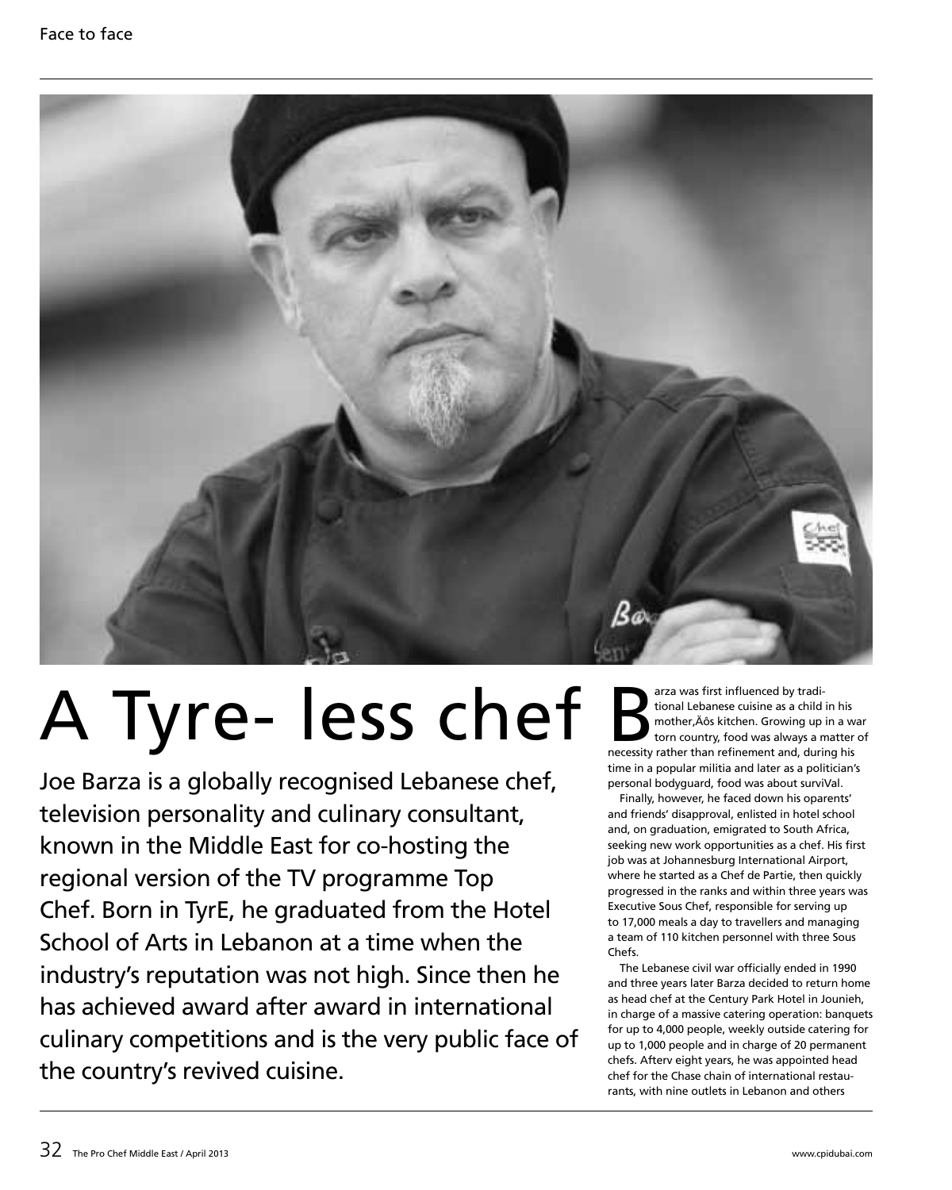# A Tyre- less chef

Joe Barza is a globally recognised Lebanese chef, television personality and culinary consultant, known in the Middle East for co-hosting the regional version of the TV programme Top Chef. Born in TyrE, he graduated from the Hotel School of Arts in Lebanon at a time when the industry's reputation was not high. Since then he has achieved award after award in international culinary competitions and is the very public face of the country's revived cuisine.

Barza was first influenced by traditional Lebanese cuisine as a child in his mother,Äôs kitchen. Growing up in a war torn country, food was always a matter of necessity rather than refinement and, during his time in a popular militia and later as a politician's personal bodyguard, food was about surviVal.

Finally, however, he faced down his oparents' and friends' disapproval, enlisted in hotel school and, on graduation, emigrated to South Africa, seeking new work opportunities as a chef. His first job was at Johannesburg International Airport, where he started as a Chef de Partie, then quickly progressed in the ranks and within three years was Executive Sous Chef, responsible for serving up to 17,000 meals a day to travellers and managing a team of 110 kitchen personnel with three Sous Chefs.

The Lebanese civil war officially ended in 1990 and three years later Barza decided to return home as head chef at the Century Park Hotel in Jounieh, in charge of a massive catering operation: banquets for up to 4,000 people, weekly outside catering for up to 1,000 people and in charge of 20 permanent chefs. Afterv eight years, he was appointed head chef for the Chase chain of international restaurants, with nine outlets in Lebanon and others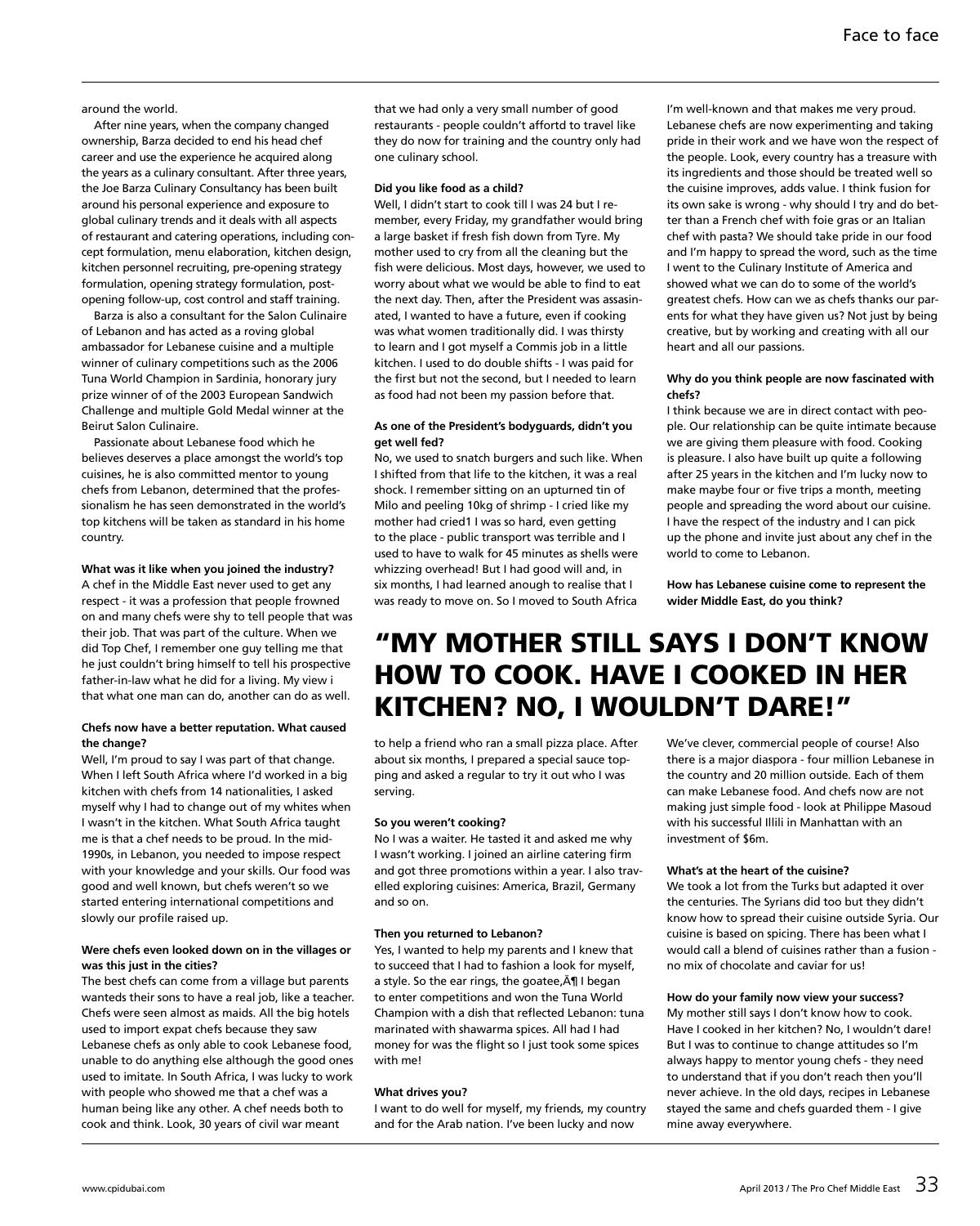around the world.

After nine years, when the company changed ownership, Barza decided to end his head chef career and use the experience he acquired along the years as a culinary consultant. After three years, the Joe Barza Culinary Consultancy has been built around his personal experience and exposure to global culinary trends and it deals with all aspects of restaurant and catering operations, including concept formulation, menu elaboration, kitchen design, kitchen personnel recruiting, pre-opening strategy formulation, opening strategy formulation, post-opening follow-up, cost control and staff training.

Barza is also a consultant for the Salon Culinaire of Lebanon and has acted as a roving global ambassador for Lebanese cuisine and a multiple winner of culinary competitions such as the 2006 Tuna World Champion in Sardinia, honorary jury prize winner of of the 2003 European Sandwich Challenge and multiple Gold Medal winner at the Beirut Salon Culinaire.

Passionate about Lebanese food which he believes deserves a place amongst the world's top cuisines, he is also committed mentor to young chefs from Lebanon, determined that the professionalism he has seen demonstrated in the world's top kitchens will be taken as standard in his home country.

**What was it like when you joined the industry?**
A chef in the Middle East never used to get any respect - it was a profession that people frowned on and many chefs were shy to tell people that was their job. That was part of the culture. When we did Top Chef, I remember one guy telling me that he just couldn't bring himself to tell his prospective father-in-law what he did for a living. My view i that what one man can do, another can do as well.

**Chefs now have a better reputation. What caused the change?**
Well, I'm proud to say I was part of that change. When I left South Africa where I'd worked in a big kitchen with chefs from 14 nationalities, I asked myself why I had to change out of my whites when I wasn't in the kitchen. What South Africa taught me is that a chef needs to be proud. In the mid-1990s, in Lebanon, you needed to impose respect with your knowledge and your skills. Our food was good and well known, but chefs weren't so we started entering international competitions and slowly our profile raised up.

**Were chefs even looked down on in the villages or was this just in the cities?**
The best chefs can come from a village but parents wanteds their sons to have a real job, like a teacher. Chefs were seen almost as maids. All the big hotels used to import expat chefs because they saw Lebanese chefs as only able to cook Lebanese food, unable to do anything else although the good ones used to imitate. In South Africa, I was lucky to work with people who showed me that a chef was a human being like any other. A chef needs both to cook and think. Look, 30 years of civil war meant that we had only a very small number of good restaurants - people couldn't affortd to travel like they do now for training and the country only had one culinary school.

**Did you like food as a child?**
Well, I didn't start to cook till I was 24 but I remember, every Friday, my grandfather would bring a large basket if fresh fish down from Tyre. My mother used to cry from all the cleaning but the fish were delicious. Most days, however, we used to worry about what we would be able to find to eat the next day. Then, after the President was assasinated, I wanted to have a future, even if cooking was what women traditionally did. I was thirsty to learn and I got myself a Commis job in a little kitchen. I used to do double shifts - I was paid for the first but not the second, but I needed to learn as food had not been my passion before that.

**As one of the President's bodyguards, didn't you get well fed?**
No, we used to snatch burgers and such like. When I shifted from that life to the kitchen, it was a real shock. I remember sitting on an upturned tin of Milo and peeling 10kg of shrimp - I cried like my mother had cried1 I was so hard, even getting to the place - public transport was terrible and I used to have to walk for 45 minutes as shells were whizzing overhead! But I had good will and, in six months, I had learned anough to realise that I was ready to move on. So I moved to South Africa to help a friend who ran a small pizza place. After about six months, I prepared a special sauce topping and asked a regular to try it out who I was serving.

**So you weren't cooking?**
No I was a waiter. He tasted it and asked me why I wasn't working. I joined an airline catering firm and got three promotions within a year. I also travelled exploring cuisines: America, Brazil, Germany and so on.

**Then you returned to Lebanon?**
Yes, I wanted to help my parents and I knew that to succeed that I had to fashion a look for myself, a style. So the ear rings, the goatee,Ä¶ I began to enter competitions and won the Tuna World Champion with a dish that reflected Lebanon: tuna marinated with shawarma spices. All had I had money for was the flight so I just took some spices with me!

**What drives you?**
I want to do well for myself, my friends, my country and for the Arab nation. I've been lucky and now I'm well-known and that makes me very proud. Lebanese chefs are now experimenting and taking pride in their work and we have won the respect of the people. Look, every country has a treasure with its ingredients and those should be treated well so the cuisine improves, adds value. I think fusion for its own sake is wrong - why should I try and do better than a French chef with foie gras or an Italian chef with pasta? We should take pride in our food and I'm happy to spread the word, such as the time I went to the Culinary Institute of America and showed what we can do to some of the world's greatest chefs. How can we as chefs thanks our parents for what they have given us? Not just by being creative, but by working and creating with all our heart and all our passions.

**Why do you think people are now fascinated with chefs?**
I think because we are in direct contact with people. Our relationship can be quite intimate because we are giving them pleasure with food. Cooking is pleasure. I also have built up quite a following after 25 years in the kitchen and I'm lucky now to make maybe four or five trips a month, meeting people and spreading the word about our cuisine. I have the respect of the industry and I can pick up the phone and invite just about any chef in the world to come to Lebanon.

**How has Lebanese cuisine come to represent the wider Middle East, do you think?**
We've clever, commercial people of course! Also there is a major diaspora - four million Lebanese in the country and 20 million outside. Each of them can make Lebanese food. And chefs now are not making just simple food - look at Philippe Masoud with his successful Illili in Manhattan with an investment of $6m.

**What's at the heart of the cuisine?**
We took a lot from the Turks but adapted it over the centuries. The Syrians did too but they didn't know how to spread their cuisine outside Syria. Our cuisine is based on spicing. There has been what I would call a blend of cuisines rather than a fusion - no mix of chocolate and caviar for us!

**How do your family now view your success?**
My mother still says I don't know how to cook. Have I cooked in her kitchen? No, I wouldn't dare! But I was to continue to change attitudes so I'm always happy to mentor young chefs - they need to understand that if you don't reach then you'll never achieve. In the old days, recipes in Lebanese stayed the same and chefs guarded them - I give mine away everywhere.

## "MY MOTHER STILL SAYS I DON'T KNOW HOW TO COOK. HAVE I COOKED IN HER KITCHEN? NO, I WOULDN'T DARE!"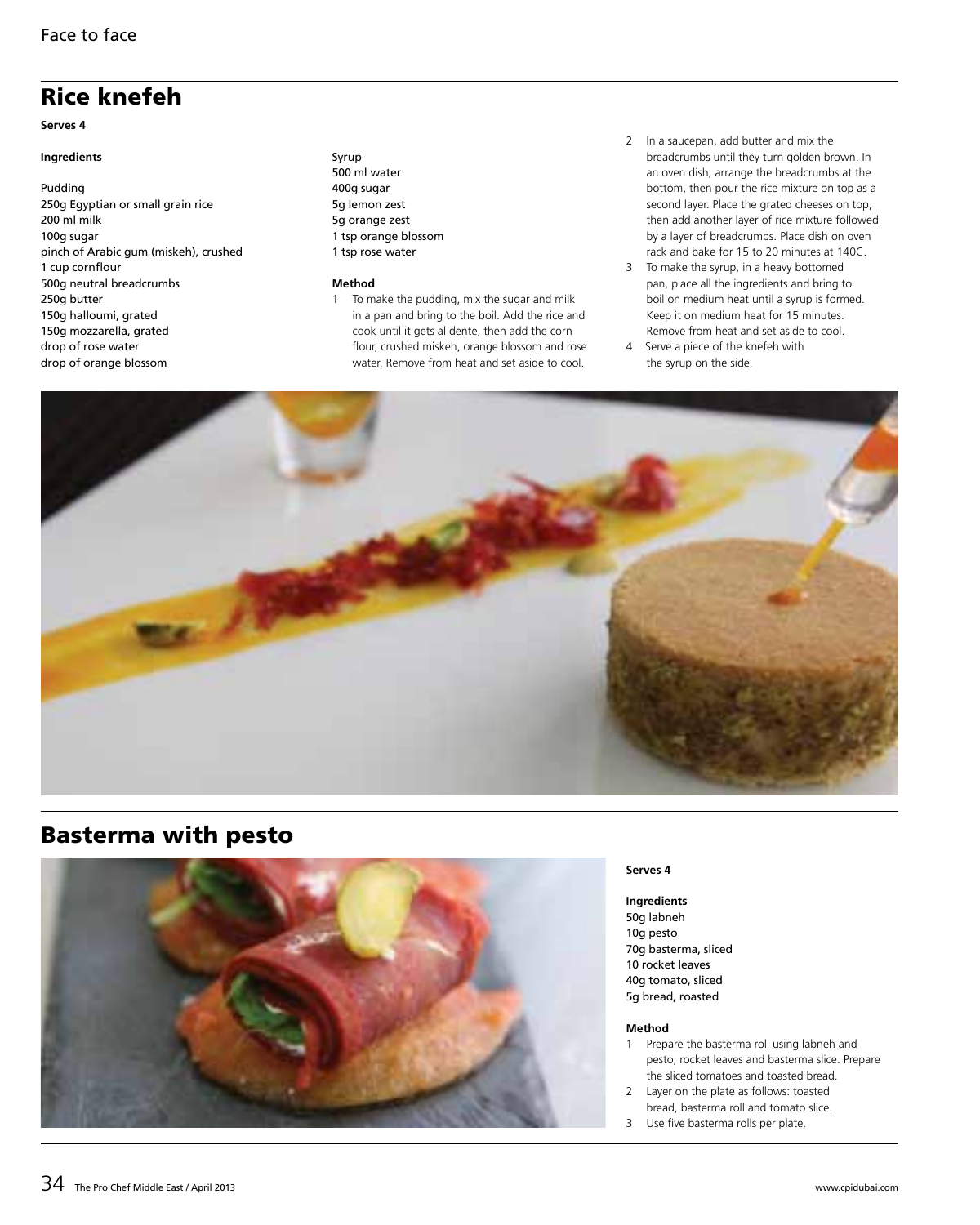# Rice knefeh

**Serves 4**

**Ingredients**

Pudding
250g Egyptian or small grain rice
200 ml milk
100g sugar
pinch of Arabic gum (miskeh), crushed
1 cup cornflour
500g neutral breadcrumbs
250g butter
150g halloumi, grated
150g mozzarella, grated
drop of rose water
drop of orange blossom

Syrup
500 ml water
400g sugar
5g lemon zest
5g orange zest
1 tsp orange blossom
1 tsp rose water

**Method**

1. To make the pudding, mix the sugar and milk in a pan and bring to the boil. Add the rice and cook until it gets al dente, then add the corn flour, crushed miskeh, orange blossom and rose water. Remove from heat and set aside to cool.
2. In a saucepan, add butter and mix the breadcrumbs until they turn golden brown. In an oven dish, arrange the breadcrumbs at the bottom, then pour the rice mixture on top as a second layer. Place the grated cheeses on top, then add another layer of rice mixture followed by a layer of breadcrumbs. Place dish on oven rack and bake for 15 to 20 minutes at 140C.
3. To make the syrup, in a heavy bottomed pan, place all the ingredients and bring to boil on medium heat until a syrup is formed. Keep it on medium heat for 15 minutes. Remove from heat and set aside to cool.
4. Serve a piece of the knefeh with the syrup on the side.

# Basterma with pesto

**Serves 4**

**Ingredients**
50g labneh
10g pesto
70g basterma, sliced
10 rocket leaves
40g tomato, sliced
5g bread, roasted

**Method**

1. Prepare the basterma roll using labneh and pesto, rocket leaves and basterma slice. Prepare the sliced tomatoes and toasted bread.
2. Layer on the plate as follows: toasted bread, basterma roll and tomato slice.
3. Use five basterma rolls per plate.